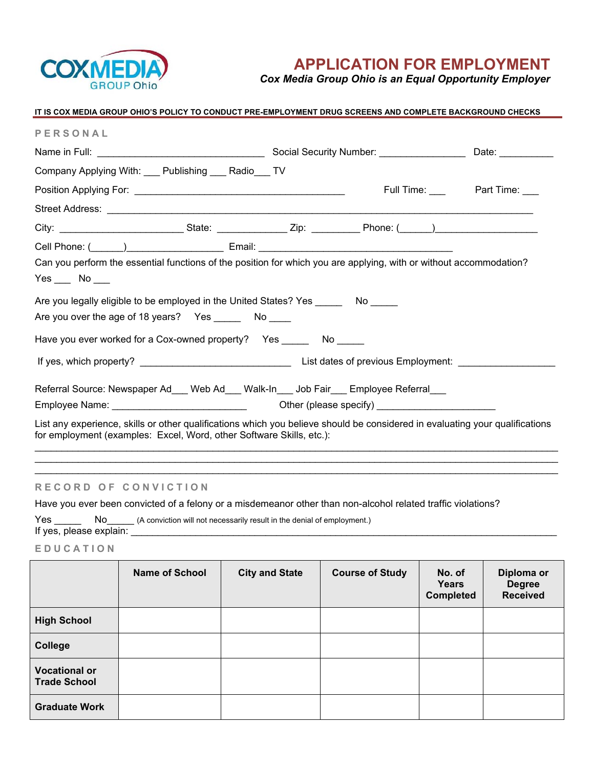COXMEDIA GROUP Ohio

# APPLICATION FOR EMPLOYMENT

***Cox Media Group Ohio is an Equal Opportunity Employer***

**IT IS COX MEDIA GROUP OHIO'S POLICY TO CONDUCT PRE-EMPLOYMENT DRUG SCREENS AND COMPLETE BACKGROUND CHECKS**

## PERSONAL

Name in Full: ______________________________ Social Security Number: _______________ Date: __________

Company Applying With: ___ Publishing ___ Radio___ TV

Position Applying For: ______________________________________ Full Time: ___ Part Time: ___

Street Address: ____________________________________________________________________________

City: ______________________ State: ____________ Zip: _________ Phone: (______)__________________

Cell Phone: (______)_________________ Email: ___________________________________

Can you perform the essential functions of the position for which you are applying, with or without accommodation?

Yes ___ No ___

Are you legally eligible to be employed in the United States? Yes _____ No _____

Are you over the age of 18 years? Yes _____ No ____

Have you ever worked for a Cox-owned property? Yes _____ No _____

If yes, which property? ___________________________ List dates of previous Employment: _________________

Referral Source: Newspaper Ad___ Web Ad___ Walk-In___ Job Fair___ Employee Referral___

Employee Name: ________________________ Other (please specify) _____________________

List any experience, skills or other qualifications which you believe should be considered in evaluating your qualifications for employment (examples: Excel, Word, other Software Skills, etc.):

______________________________________________________________________________________________

______________________________________________________________________________________________

______________________________________________________________________________________________

## RECORD OF CONVICTION

Have you ever been convicted of a felony or a misdemeanor other than non-alcohol related traffic violations?

Yes _____ No_____ (A conviction will not necessarily result in the denial of employment.)

If yes, please explain: ___________________________________________________________________________

## EDUCATION

| | Name of School | City and State | Course of Study | No. of Years Completed | Diploma or Degree Received |
|---|---|---|---|---|---|
| **High School** | | | | | |
| **College** | | | | | |
| **Vocational or Trade School** | | | | | |
| **Graduate Work** | | | | | |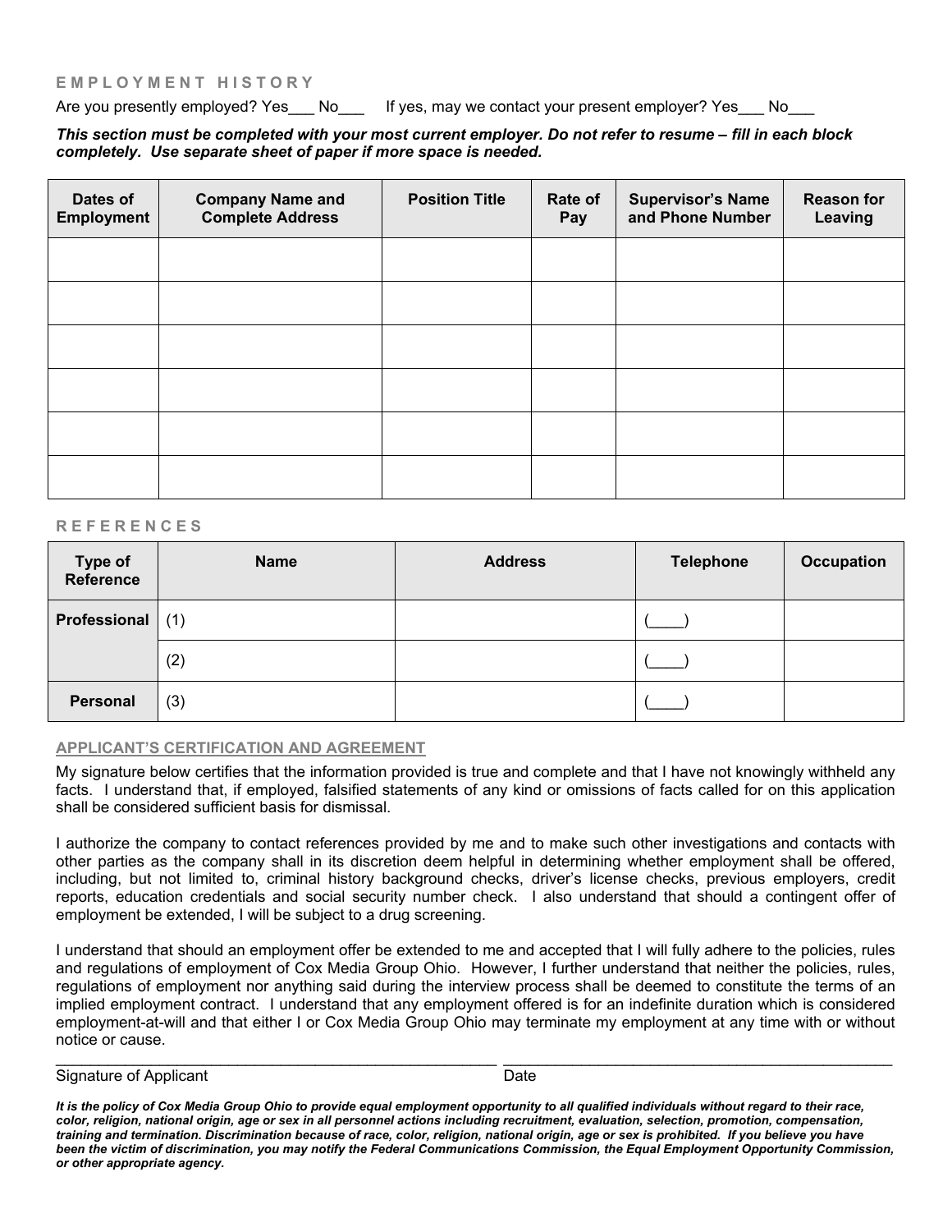## EMPLOYMENT HISTORY

Are you presently employed? Yes___ No___ If yes, may we contact your present employer? Yes___ No___

***This section must be completed with your most current employer. Do not refer to resume – fill in each block completely. Use separate sheet of paper if more space is needed.***

| Dates of Employment | Company Name and Complete Address | Position Title | Rate of Pay | Supervisor's Name and Phone Number | Reason for Leaving |
|---|---|---|---|---|---|
| | | | | | |
| | | | | | |
| | | | | | |
| | | | | | |
| | | | | | |
| | | | | | |

## REFERENCES

| Type of Reference | Name | Address | Telephone | Occupation |
|---|---|---|---|---|
| **Professional** | (1) | | (____) | |
| | (2) | | (____) | |
| **Personal** | (3) | | (____) | |

### APPLICANT'S CERTIFICATION AND AGREEMENT

My signature below certifies that the information provided is true and complete and that I have not knowingly withheld any facts. I understand that, if employed, falsified statements of any kind or omissions of facts called for on this application shall be considered sufficient basis for dismissal.

I authorize the company to contact references provided by me and to make such other investigations and contacts with other parties as the company shall in its discretion deem helpful in determining whether employment shall be offered, including, but not limited to, criminal history background checks, driver's license checks, previous employers, credit reports, education credentials and social security number check. I also understand that should a contingent offer of employment be extended, I will be subject to a drug screening.

I understand that should an employment offer be extended to me and accepted that I will fully adhere to the policies, rules and regulations of employment of Cox Media Group Ohio. However, I further understand that neither the policies, rules, regulations of employment nor anything said during the interview process shall be deemed to constitute the terms of an implied employment contract. I understand that any employment offered is for an indefinite duration which is considered employment-at-will and that either I or Cox Media Group Ohio may terminate my employment at any time with or without notice or cause.

_______________________________________________ _______________________________________________

Signature of Applicant Date

***It is the policy of Cox Media Group Ohio to provide equal employment opportunity to all qualified individuals without regard to their race, color, religion, national origin, age or sex in all personnel actions including recruitment, evaluation, selection, promotion, compensation, training and termination. Discrimination because of race, color, religion, national origin, age or sex is prohibited. If you believe you have been the victim of discrimination, you may notify the Federal Communications Commission, the Equal Employment Opportunity Commission, or other appropriate agency.***